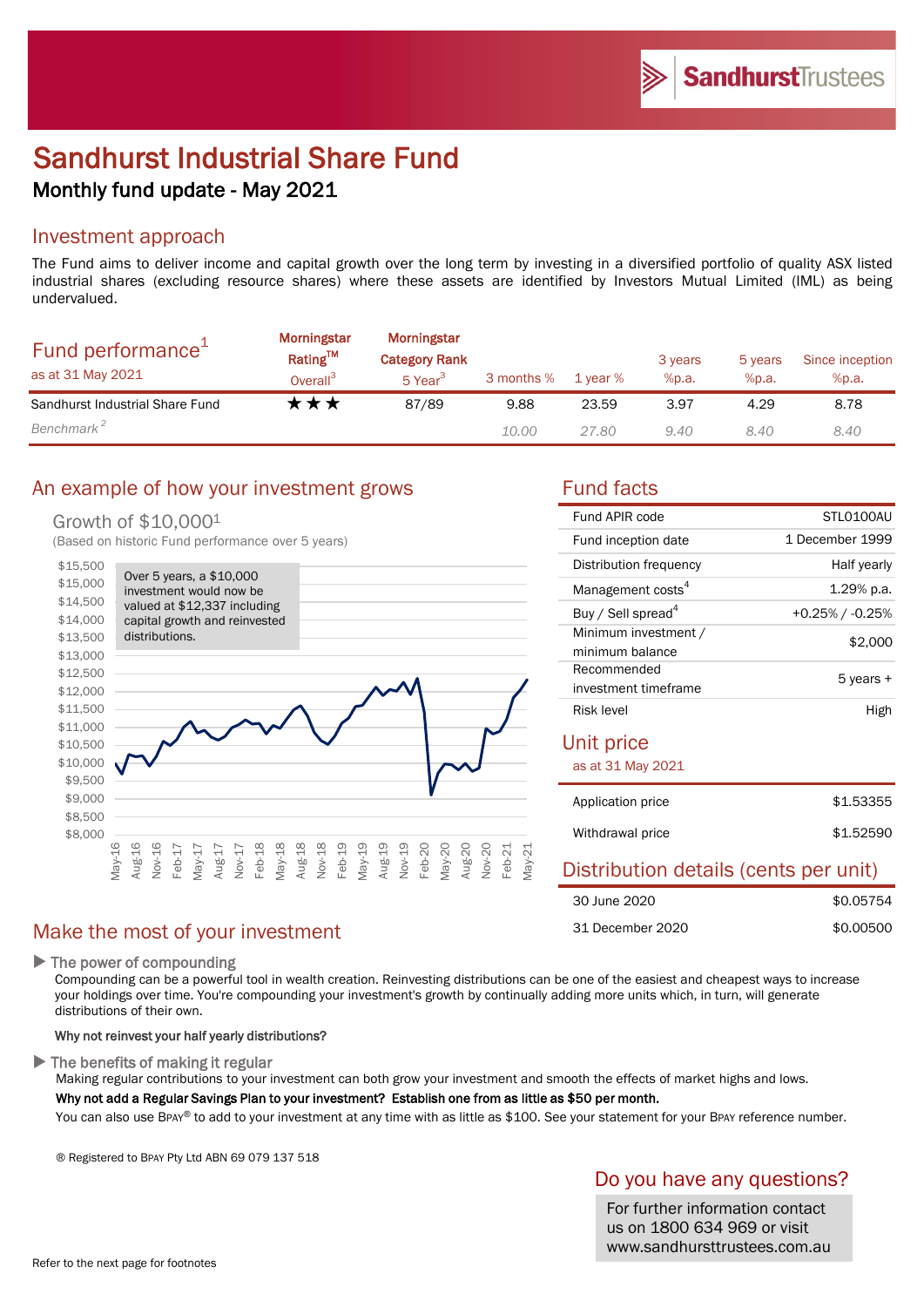Sandhurst Trustees

# Sandhurst Industrial Share Fund

## Monthly fund update - May 2021

## Investment approach

The Fund aims to deliver income and capital growth over the long term by investing in a diversified portfolio of quality ASX listed industrial shares (excluding resource shares) where these assets are identified by Investors Mutual Limited (IML) as being undervalued.

## Fund performance[1]

as at 31 May 2021

| | Morningstar Rating™ Overall[3] | Morningstar Category Rank 5 Year[3] | 3 months % | 1 year % | 3 years %p.a. | 5 years %p.a. | Since inception %p.a. |
|---|---|---|---|---|---|---|---|
| Sandhurst Industrial Share Fund | ★★★ | 87/89 | 9.88 | 23.59 | 3.97 | 4.29 | 8.78 |
| *Benchmark*[2] | | | *10.00* | *27.80* | *9.40* | *8.40* | *8.40* |

## An example of how your investment grows

Growth of $10,000[1]

(Based on historic Fund performance over 5 years)

Over 5 years, a $10,000 investment would now be valued at $12,337 including capital growth and reinvested distributions.

## Fund facts

| | |
|---|---|
| Fund APIR code | STL0100AU |
| Fund inception date | 1 December 1999 |
| Distribution frequency | Half yearly |
| Management costs[4] | 1.29% p.a. |
| Buy / Sell spread[4] | +0.25% / -0.25% |
| Minimum investment / minimum balance | $2,000 |
| Recommended investment timeframe | 5 years + |
| Risk level | High |

## Unit price

as at 31 May 2021

| | |
|---|---|
| Application price | $1.53355 |
| Withdrawal price | $1.52590 |

## Distribution details (cents per unit)

| | |
|---|---|
| 30 June 2020 | $0.05754 |
| 31 December 2020 | $0.00500 |

## Make the most of your investment

### ▶ The power of compounding

Compounding can be a powerful tool in wealth creation. Reinvesting distributions can be one of the easiest and cheapest ways to increase your holdings over time. You're compounding your investment's growth by continually adding more units which, in turn, will generate distributions of their own.

**Why not reinvest your half yearly distributions?**

### ▶ The benefits of making it regular

Making regular contributions to your investment can both grow your investment and smooth the effects of market highs and lows.

**Why not add a Regular Savings Plan to your investment? Establish one from as little as $50 per month.**

You can also use BPAY® to add to your investment at any time with as little as $100. See your statement for your BPAY reference number.

® Registered to BPAY Pty Ltd ABN 69 079 137 518

## Do you have any questions?

For further information contact us on 1800 634 969 or visit www.sandhursttrustees.com.au

Refer to the next page for footnotes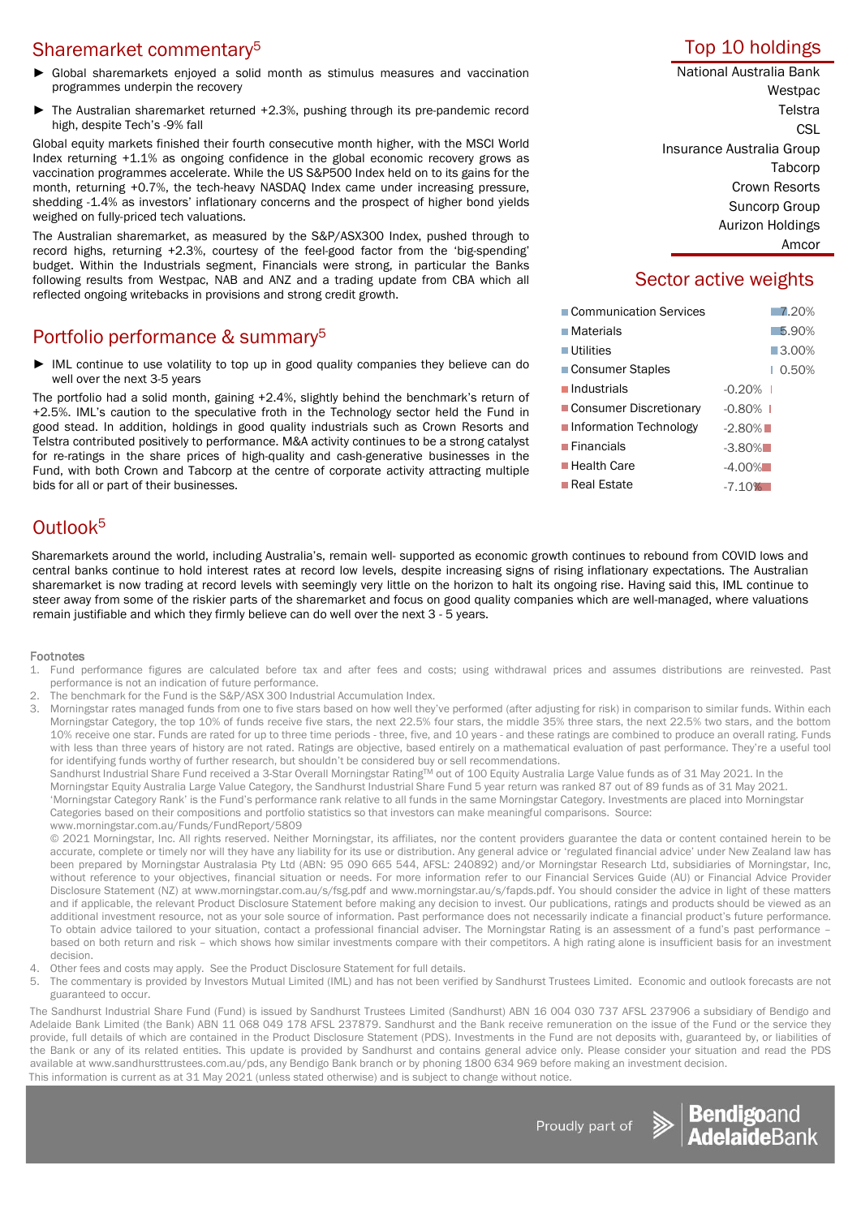## Sharemarket commentary[5]

- Global sharemarkets enjoyed a solid month as stimulus measures and vaccination programmes underpin the recovery
- The Australian sharemarket returned +2.3%, pushing through its pre-pandemic record high, despite Tech's -9% fall

Global equity markets finished their fourth consecutive month higher, with the MSCI World Index returning +1.1% as ongoing confidence in the global economic recovery grows as vaccination programmes accelerate. While the US S&P500 Index held on to its gains for the month, returning +0.7%, the tech-heavy NASDAQ Index came under increasing pressure, shedding -1.4% as investors' inflationary concerns and the prospect of higher bond yields weighed on fully-priced tech valuations.

The Australian sharemarket, as measured by the S&P/ASX300 Index, pushed through to record highs, returning +2.3%, courtesy of the feel-good factor from the 'big-spending' budget. Within the Industrials segment, Financials were strong, in particular the Banks following results from Westpac, NAB and ANZ and a trading update from CBA which all reflected ongoing writebacks in provisions and strong credit growth.

## Portfolio performance & summary[5]

- IML continue to use volatility to top up in good quality companies they believe can do well over the next 3-5 years

The portfolio had a solid month, gaining +2.4%, slightly behind the benchmark's return of +2.5%. IML's caution to the speculative froth in the Technology sector held the Fund in good stead. In addition, holdings in good quality industrials such as Crown Resorts and Telstra contributed positively to performance. M&A activity continues to be a strong catalyst for re-ratings in the share prices of high-quality and cash-generative businesses in the Fund, with both Crown and Tabcorp at the centre of corporate activity attracting multiple bids for all or part of their businesses.

## Top 10 holdings

National Australia Bank
Westpac
Telstra
CSL
Insurance Australia Group
Tabcorp
Crown Resorts
Suncorp Group
Aurizon Holdings
Amcor

## Sector active weights

Communication Services 7.20%
Materials 5.90%
Utilities 3.00%
Consumer Staples 0.50%
Industrials -0.20%
Consumer Discretionary -0.80%
Information Technology -2.80%
Financials -3.80%
Health Care -4.00%
Real Estate -7.10%

## Outlook[5]

Sharemarkets around the world, including Australia's, remain well- supported as economic growth continues to rebound from COVID lows and central banks continue to hold interest rates at record low levels, despite increasing signs of rising inflationary expectations. The Australian sharemarket is now trading at record levels with seemingly very little on the horizon to halt its ongoing rise. Having said this, IML continue to steer away from some of the riskier parts of the sharemarket and focus on good quality companies which are well-managed, where valuations remain justifiable and which they firmly believe can do well over the next 3 - 5 years.

#### Footnotes

1. Fund performance figures are calculated before tax and after fees and costs; using withdrawal prices and assumes distributions are reinvested. Past performance is not an indication of future performance.
2. The benchmark for the Fund is the S&P/ASX 300 Industrial Accumulation Index.
3. Morningstar rates managed funds from one to five stars based on how well they've performed (after adjusting for risk) in comparison to similar funds. Within each Morningstar Category, the top 10% of funds receive five stars, the next 22.5% four stars, the middle 35% three stars, the next 22.5% two stars, and the bottom 10% receive one star. Funds are rated for up to three time periods - three, five, and 10 years - and these ratings are combined to produce an overall rating. Funds with less than three years of history are not rated. Ratings are objective, based entirely on a mathematical evaluation of past performance. They're a useful tool for identifying funds worthy of further research, but shouldn't be considered buy or sell recommendations.
   Sandhurst Industrial Share Fund received a 3-Star Overall Morningstar Rating™ out of 100 Equity Australia Large Value funds as of 31 May 2021. In the Morningstar Equity Australia Large Value Category, the Sandhurst Industrial Share Fund 5 year return was ranked 87 out of 89 funds as of 31 May 2021.
   'Morningstar Category Rank' is the Fund's performance rank relative to all funds in the same Morningstar Category. Investments are placed into Morningstar Categories based on their compositions and portfolio statistics so that investors can make meaningful comparisons. Source: www.morningstar.com.au/Funds/FundReport/5809
   © 2021 Morningstar, Inc. All rights reserved. Neither Morningstar, its affiliates, nor the content providers guarantee the data or content contained herein to be accurate, complete or timely nor will they have any liability for its use or distribution. Any general advice or 'regulated financial advice' under New Zealand law has been prepared by Morningstar Australasia Pty Ltd (ABN: 95 090 665 544, AFSL: 240892) and/or Morningstar Research Ltd, subsidiaries of Morningstar, Inc, without reference to your objectives, financial situation or needs. For more information refer to our Financial Services Guide (AU) or Financial Advice Provider Disclosure Statement (NZ) at www.morningstar.com.au/s/fsg.pdf and www.morningstar.au/s/fapds.pdf. You should consider the advice in light of these matters and if applicable, the relevant Product Disclosure Statement before making any decision to invest. Our publications, ratings and products should be viewed as an additional investment resource, not as your sole source of information. Past performance does not necessarily indicate a financial product's future performance. To obtain advice tailored to your situation, contact a professional financial adviser. The Morningstar Rating is an assessment of a fund's past performance – based on both return and risk – which shows how similar investments compare with their competitors. A high rating alone is insufficient basis for an investment decision.
4. Other fees and costs may apply. See the Product Disclosure Statement for full details.
5. The commentary is provided by Investors Mutual Limited (IML) and has not been verified by Sandhurst Trustees Limited. Economic and outlook forecasts are not guaranteed to occur.

The Sandhurst Industrial Share Fund (Fund) is issued by Sandhurst Trustees Limited (Sandhurst) ABN 16 004 030 737 AFSL 237906 a subsidiary of Bendigo and Adelaide Bank Limited (the Bank) ABN 11 068 049 178 AFSL 237879. Sandhurst and the Bank receive remuneration on the issue of the Fund or the service they provide, full details of which are contained in the Product Disclosure Statement (PDS). Investments in the Fund are not deposits with, guaranteed by, or liabilities of the Bank or any of its related entities. This update is provided by Sandhurst and contains general advice only. Please consider your situation and read the PDS available at www.sandhursttrustees.com.au/pds, any Bendigo Bank branch or by phoning 1800 634 969 before making an investment decision.
This information is current as at 31 May 2021 (unless stated otherwise) and is subject to change without notice.

Proudly part of Bendigo and Adelaide Bank